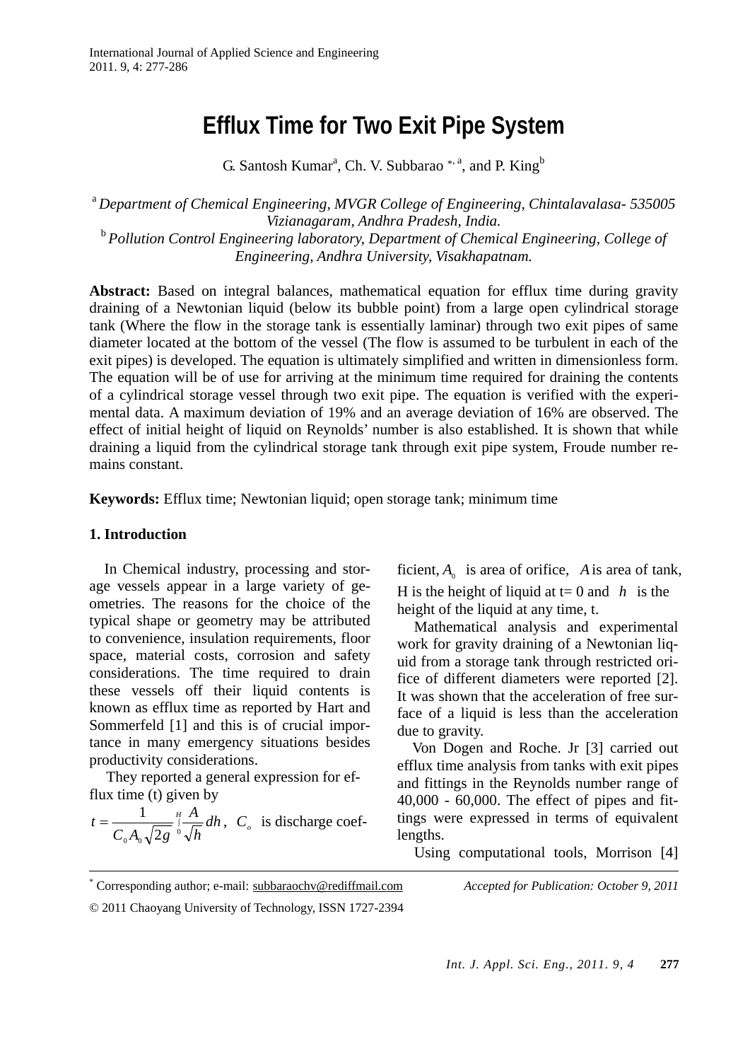# Efflux Time for Two Exit Pipe System

G. Santosh Kumar[a], Ch. V. Subbarao [*, a], and P. King[b]

[a] *Department of Chemical Engineering, MVGR College of Engineering, Chintalavalasa- 535005 Vizianagaram, Andhra Pradesh, India.*

[b] *Pollution Control Engineering laboratory, Department of Chemical Engineering, College of Engineering, Andhra University, Visakhapatnam.*

**Abstract:** Based on integral balances, mathematical equation for efflux time during gravity draining of a Newtonian liquid (below its bubble point) from a large open cylindrical storage tank (Where the flow in the storage tank is essentially laminar) through two exit pipes of same diameter located at the bottom of the vessel (The flow is assumed to be turbulent in each of the exit pipes) is developed. The equation is ultimately simplified and written in dimensionless form. The equation will be of use for arriving at the minimum time required for draining the contents of a cylindrical storage vessel through two exit pipe. The equation is verified with the experimental data. A maximum deviation of 19% and an average deviation of 16% are observed. The effect of initial height of liquid on Reynolds' number is also established. It is shown that while draining a liquid from the cylindrical storage tank through exit pipe system, Froude number remains constant.

**Keywords:** Efflux time; Newtonian liquid; open storage tank; minimum time

## 1. Introduction

In Chemical industry, processing and storage vessels appear in a large variety of geometries. The reasons for the choice of the typical shape or geometry may be attributed to convenience, insulation requirements, floor space, material costs, corrosion and safety considerations. The time required to drain these vessels off their liquid contents is known as efflux time as reported by Hart and Sommerfeld [1] and this is of crucial importance in many emergency situations besides productivity considerations.

They reported a general expression for efflux time (t) given by

$t = \frac{1}{C_0 A_0 \sqrt{2g}} \int_0^H \frac{A}{\sqrt{h}} dh$, $C_o$ is discharge coefficient, $A_0$ is area of orifice, $A$ is area of tank, H is the height of liquid at t= 0 and $h$ is the height of the liquid at any time, t.

Mathematical analysis and experimental work for gravity draining of a Newtonian liquid from a storage tank through restricted orifice of different diameters were reported [2]. It was shown that the acceleration of free surface of a liquid is less than the acceleration due to gravity.

Von Dogen and Roche. Jr [3] carried out efflux time analysis from tanks with exit pipes and fittings in the Reynolds number range of 40,000 - 60,000. The effect of pipes and fittings were expressed in terms of equivalent lengths.

Using computational tools, Morrison [4]

---

[*] Corresponding author; e-mail: subbaraochv@rediffmail.com

*Accepted for Publication: October 9, 2011*

© 2011 Chaoyang University of Technology, ISSN 1727-2394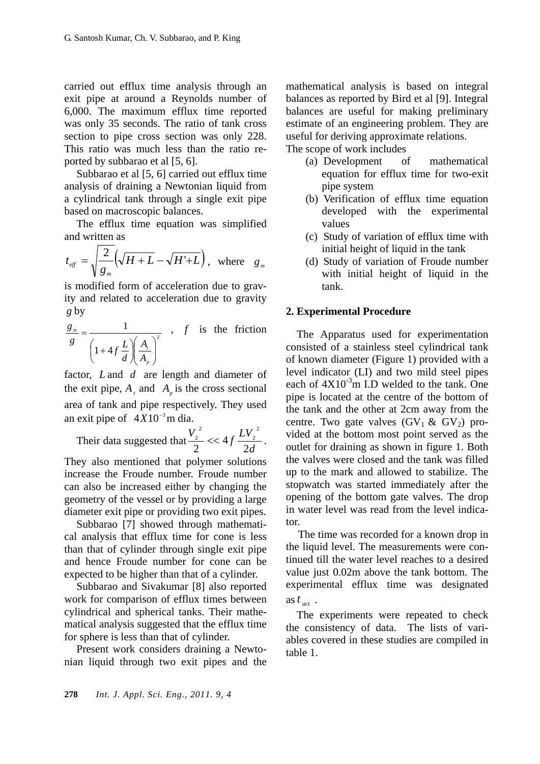carried out efflux time analysis through an exit pipe at around a Reynolds number of 6,000. The maximum efflux time reported was only 35 seconds. The ratio of tank cross section to pipe cross section was only 228. This ratio was much less than the ratio reported by subbarao et al [5, 6].

Subbarao et al [5, 6] carried out efflux time analysis of draining a Newtonian liquid from a cylindrical tank through a single exit pipe based on macroscopic balances.

The efflux time equation was simplified and written as

$$t_{eff} = \sqrt{\frac{2}{g_m}}\left(\sqrt{H+L} - \sqrt{H'+L}\right),$$ where $g_m$

is modified form of acceleration due to gravity and related to acceleration due to gravity $g$ by

$$\frac{g_m}{g} = \frac{1}{\left(1+4f\frac{L}{d}\right)\left(\frac{A_t}{A_p}\right)^2}$$ , $f$ is the friction

factor, $L$ and $d$ are length and diameter of the exit pipe, $A_t$ and $A_p$ is the cross sectional area of tank and pipe respectively. They used an exit pipe of $4X10^{-3}$ m dia.

Their data suggested that $\frac{V_2^2}{2} << 4f\frac{LV_2^2}{2d}$.

They also mentioned that polymer solutions increase the Froude number. Froude number can also be increased either by changing the geometry of the vessel or by providing a large diameter exit pipe or providing two exit pipes.

Subbarao [7] showed through mathematical analysis that efflux time for cone is less than that of cylinder through single exit pipe and hence Froude number for cone can be expected to be higher than that of a cylinder.

Subbarao and Sivakumar [8] also reported work for comparison of efflux times between cylindrical and spherical tanks. Their mathematical analysis suggested that the efflux time for sphere is less than that of cylinder.

Present work considers draining a Newtonian liquid through two exit pipes and the mathematical analysis is based on integral balances as reported by Bird et al [9]. Integral balances are useful for making preliminary estimate of an engineering problem. They are useful for deriving approximate relations.

The scope of work includes

(a) Development of mathematical equation for efflux time for two-exit pipe system
(b) Verification of efflux time equation developed with the experimental values
(c) Study of variation of efflux time with initial height of liquid in the tank
(d) Study of variation of Froude number with initial height of liquid in the tank.

## 2. Experimental Procedure

The Apparatus used for experimentation consisted of a stainless steel cylindrical tank of known diameter (Figure 1) provided with a level indicator (LI) and two mild steel pipes each of $4X10^{-3}$m I.D welded to the tank. One pipe is located at the centre of the bottom of the tank and the other at 2cm away from the centre. Two gate valves ($GV_1$ & $GV_2$) provided at the bottom most point served as the outlet for draining as shown in figure 1. Both the valves were closed and the tank was filled up to the mark and allowed to stabilize. The stopwatch was started immediately after the opening of the bottom gate valves. The drop in water level was read from the level indicator.

The time was recorded for a known drop in the liquid level. The measurements were continued till the water level reaches to a desired value just 0.02m above the tank bottom. The experimental efflux time was designated as $t_{act}$ .

The experiments were repeated to check the consistency of data. The lists of variables covered in these studies are compiled in table 1.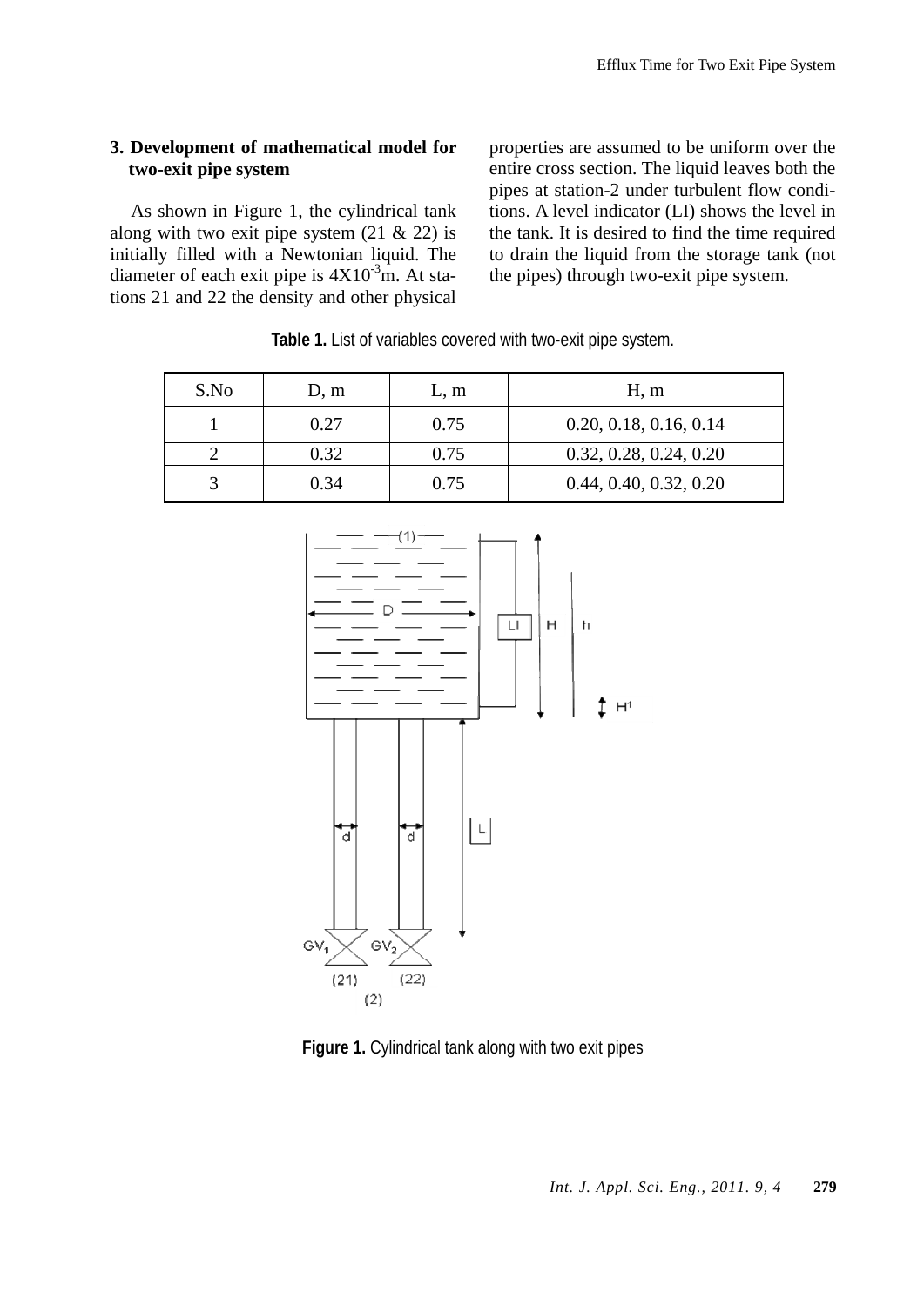## 3. Development of mathematical model for two-exit pipe system

As shown in Figure 1, the cylindrical tank along with two exit pipe system (21 & 22) is initially filled with a Newtonian liquid. The diameter of each exit pipe is $4X10^{-3}$m. At stations 21 and 22 the density and other physical properties are assumed to be uniform over the entire cross section. The liquid leaves both the pipes at station-2 under turbulent flow conditions. A level indicator (LI) shows the level in the tank. It is desired to find the time required to drain the liquid from the storage tank (not the pipes) through two-exit pipe system.

**Table 1.** List of variables covered with two-exit pipe system.

| S.No | D, m | L, m | H, m |
|---|---|---|---|
| 1 | 0.27 | 0.75 | 0.20, 0.18, 0.16, 0.14 |
| 2 | 0.32 | 0.75 | 0.32, 0.28, 0.24, 0.20 |
| 3 | 0.34 | 0.75 | 0.44, 0.40, 0.32, 0.20 |

**Figure 1.** Cylindrical tank along with two exit pipes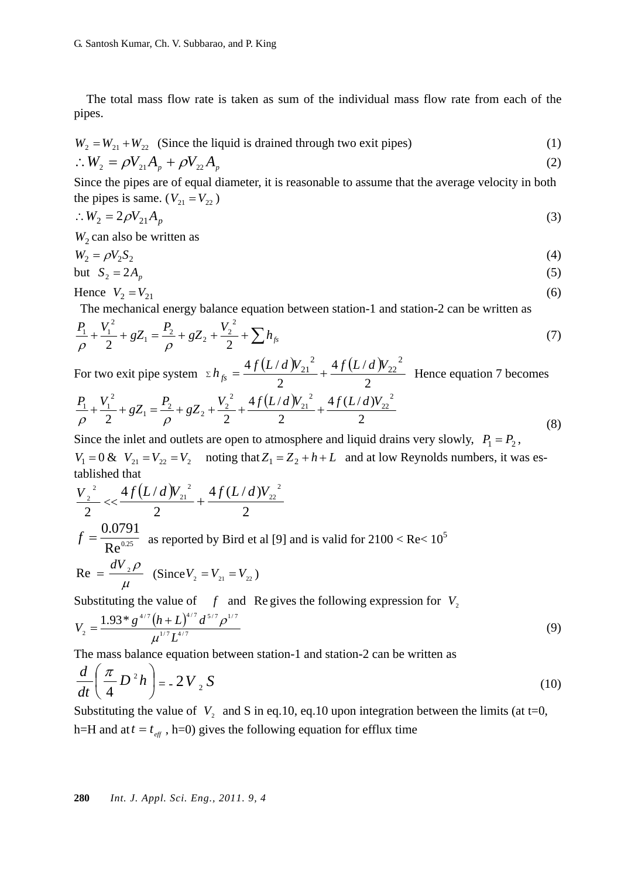The total mass flow rate is taken as sum of the individual mass flow rate from each of the pipes.

$$W_2 = W_{21} + W_{22} \quad \text{(Since the liquid is drained through two exit pipes)} \tag{1}$$

$$\therefore W_2 = \rho V_{21} A_p + \rho V_{22} A_p \tag{2}$$

Since the pipes are of equal diameter, it is reasonable to assume that the average velocity in both the pipes is same. ($V_{21} = V_{22}$)

$$\therefore W_2 = 2\rho V_{21} A_p \tag{3}$$

$W_2$ can also be written as

$$W_2 = \rho V_2 S_2 \tag{4}$$

but $S_2 = 2A_p$ (5)

Hence $V_2 = V_{21}$ (6)

The mechanical energy balance equation between station-1 and station-2 can be written as

$$\frac{P_1}{\rho} + \frac{V_1^2}{2} + gZ_1 = \frac{P_2}{\rho} + gZ_2 + \frac{V_2^2}{2} + \sum h_{fs} \tag{7}$$

For two exit pipe system $\Sigma h_{fs} = \frac{4f(L/d)V_{21}^2}{2} + \frac{4f(L/d)V_{22}^2}{2}$ Hence equation 7 becomes

$$\frac{P_1}{\rho} + \frac{V_1^2}{2} + gZ_1 = \frac{P_2}{\rho} + gZ_2 + \frac{V_2^2}{2} + \frac{4f(L/d)V_{21}^2}{2} + \frac{4f(L/d)V_{22}^2}{2} \tag{8}$$

Since the inlet and outlets are open to atmosphere and liquid drains very slowly, $P_1 = P_2$, $V_1 = 0$ & $V_{21} = V_{22} = V_2$ noting that $Z_1 = Z_2 + h + L$ and at low Reynolds numbers, it was established that

$$\frac{V_2^2}{2} << \frac{4f(L/d)V_{21}^2}{2} + \frac{4f(L/d)V_{22}^2}{2}$$

$f = \frac{0.0791}{\text{Re}^{0.25}}$ as reported by Bird et al [9] and is valid for $2100 < \text{Re} < 10^5$

$\text{Re} = \frac{dV_2\rho}{\mu}$ (Since $V_2 = V_{21} = V_{22}$)

Substituting the value of $f$ and Re gives the following expression for $V_2$

$$V_2 = \frac{1.93 * g^{4/7}(h+L)^{4/7} d^{5/7} \rho^{1/7}}{\mu^{1/7} L^{4/7}} \tag{9}$$

The mass balance equation between station-1 and station-2 can be written as

$$\frac{d}{dt}\left(\frac{\pi}{4} D^2 h\right) = -2V_2 S \tag{10}$$

Substituting the value of $V_2$ and S in eq.10, eq.10 upon integration between the limits (at t=0, h=H and at $t = t_{eff}$, h=0) gives the following equation for efflux time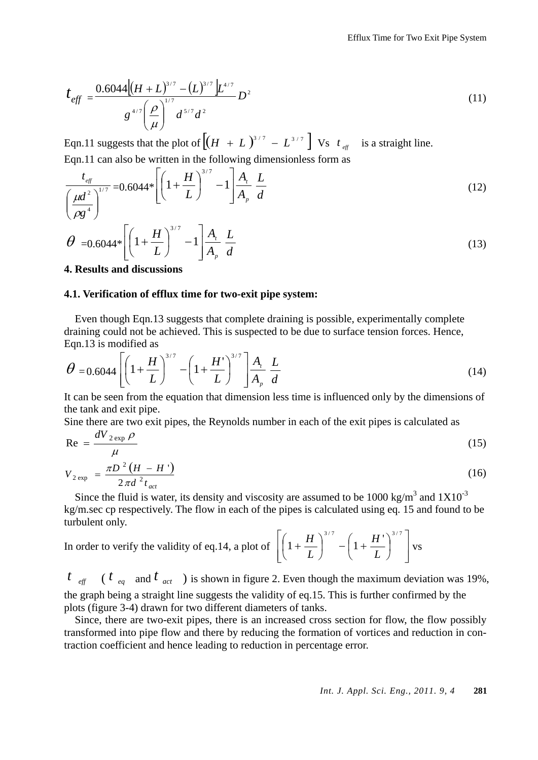$$t_{eff} = \frac{0.6044\left[(H+L)^{3/7} - (L)^{3/7}\right]L^{4/7}}{g^{4/7}\left(\frac{\rho}{\mu}\right)^{1/7} d^{5/7} d^{2}} D^{2} \tag{11}$$

Eqn.11 suggests that the plot of $\left[(H + L)^{3/7} - L^{3/7}\right]$ Vs $t_{eff}$ is a straight line.

Eqn.11 can also be written in the following dimensionless form as

$$\frac{t_{eff}}{\left(\frac{\mu d^{2}}{\rho g^{4}}\right)^{1/7}} = 0.6044 * \left[\left(1+\frac{H}{L}\right)^{3/7} - 1\right]\frac{A_t}{A_p}\frac{L}{d} \tag{12}$$

$$\theta = 0.6044 * \left[\left(1+\frac{H}{L}\right)^{3/7} - 1\right]\frac{A_t}{A_p}\frac{L}{d} \tag{13}$$

## 4. Results and discussions

### 4.1. Verification of efflux time for two-exit pipe system:

Even though Eqn.13 suggests that complete draining is possible, experimentally complete draining could not be achieved. This is suspected to be due to surface tension forces. Hence, Eqn.13 is modified as

$$\theta = 0.6044\left[\left(1+\frac{H}{L}\right)^{3/7} - \left(1+\frac{H'}{L}\right)^{3/7}\right]\frac{A_t}{A_p}\frac{L}{d} \tag{14}$$

It can be seen from the equation that dimension less time is influenced only by the dimensions of the tank and exit pipe.

Sine there are two exit pipes, the Reynolds number in each of the exit pipes is calculated as

$$\text{Re} = \frac{dV_{2\exp}\rho}{\mu} \tag{15}$$

$$V_{2\exp} = \frac{\pi D^{2}(H - H')}{2\pi d^{2} t_{act}} \tag{16}$$

Since the fluid is water, its density and viscosity are assumed to be 1000 kg/m$^3$ and 1X10$^{-3}$ kg/m.sec cp respectively. The flow in each of the pipes is calculated using eq. 15 and found to be turbulent only.

In order to verify the validity of eq.14, a plot of $\left[\left(1+\frac{H}{L}\right)^{3/7} - \left(1+\frac{H'}{L}\right)^{3/7}\right]$ vs $t_{eff}$ ($t_{eq}$ and $t_{act}$) is shown in figure 2. Even though the maximum deviation was 19%, the graph being a straight line suggests the validity of eq.15. This is further confirmed by the plots (figure 3-4) drawn for two different diameters of tanks.

Since, there are two-exit pipes, there is an increased cross section for flow, the flow possibly transformed into pipe flow and there by reducing the formation of vortices and reduction in contraction coefficient and hence leading to reduction in percentage error.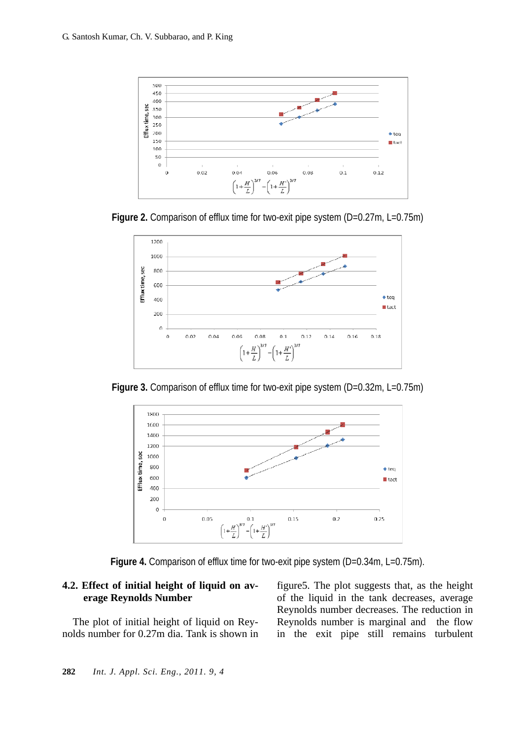Figure 2. Comparison of efflux time for two-exit pipe system (D=0.27m, L=0.75m)

Figure 3. Comparison of efflux time for two-exit pipe system (D=0.32m, L=0.75m)

Figure 4. Comparison of efflux time for two-exit pipe system (D=0.34m, L=0.75m).

### 4.2. Effect of initial height of liquid on average Reynolds Number

The plot of initial height of liquid on Reynolds number for 0.27m dia. Tank is shown in figure5. The plot suggests that, as the height of the liquid in the tank decreases, average Reynolds number decreases. The reduction in Reynolds number is marginal and the flow in the exit pipe still remains turbulent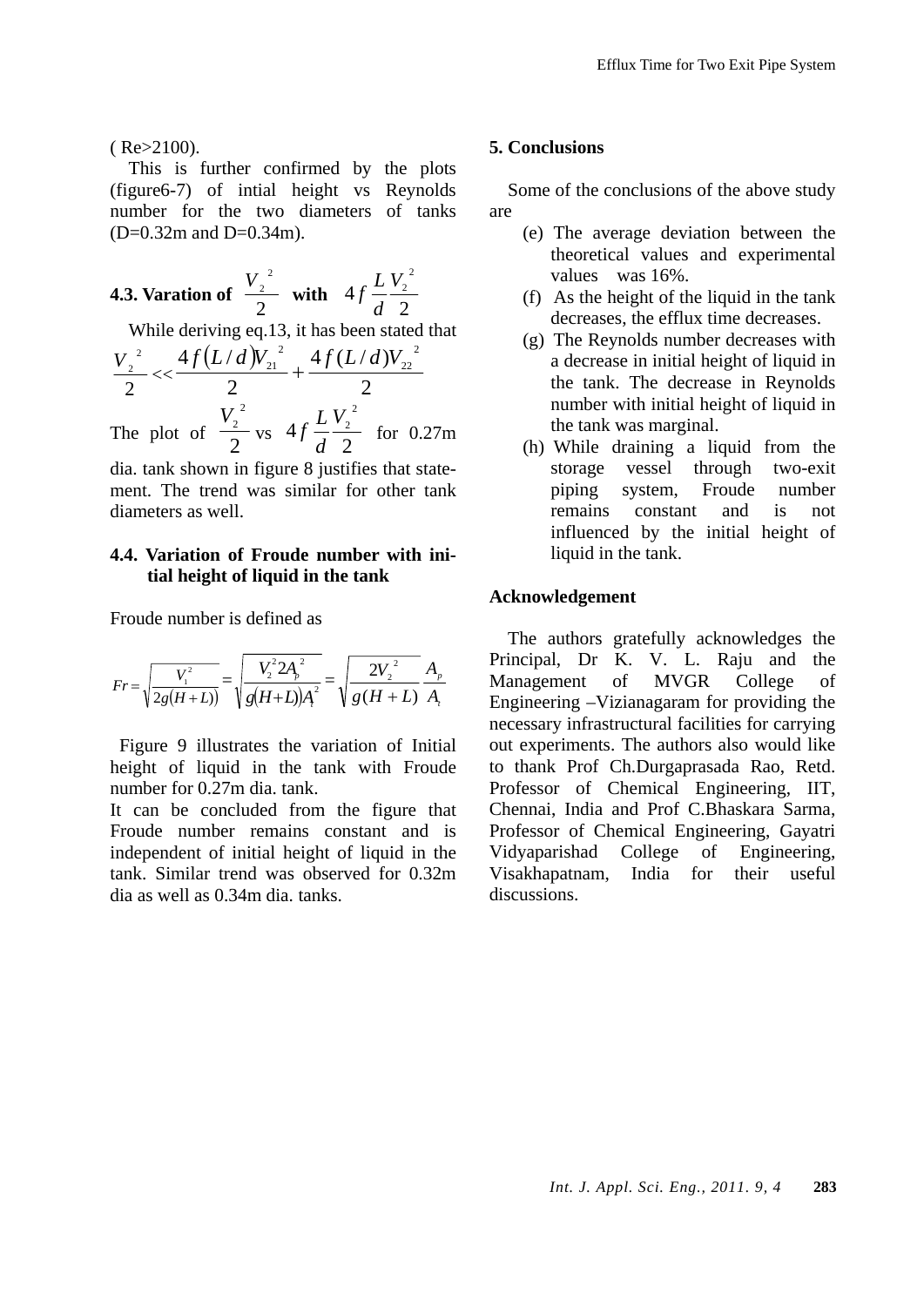( Re>2100).

This is further confirmed by the plots (figure6-7) of intial height vs Reynolds number for the two diameters of tanks (D=0.32m and D=0.34m).

### 4.3. Varation of $\frac{V_2^{\ 2}}{2}$ with $4f\frac{L}{d}\frac{V_2^{\ 2}}{2}$

While deriving eq.13, it has been stated that $\frac{V_2^{\ 2}}{2} << \frac{4f(L/d)V_{21}^{\ 2}}{2} + \frac{4f(L/d)V_{22}^{\ 2}}{2}$

The plot of $\frac{V_2^{\ 2}}{2}$ vs $4f\frac{L}{d}\frac{V_2^{\ 2}}{2}$ for 0.27m dia. tank shown in figure 8 justifies that statement. The trend was similar for other tank diameters as well.

### 4.4. Variation of Froude number with initial height of liquid in the tank

Froude number is defined as

$$Fr = \sqrt{\frac{V_1^2}{2g(H+L)}} = \sqrt{\frac{V_2^2 2A_p^{\ 2}}{g(H+L)A_t^{\ 2}}} = \sqrt{\frac{2V_2^{\ 2}}{g(H+L)}}\frac{A_p}{A_t}$$

Figure 9 illustrates the variation of Initial height of liquid in the tank with Froude number for 0.27m dia. tank.

It can be concluded from the figure that Froude number remains constant and is independent of initial height of liquid in the tank. Similar trend was observed for 0.32m dia as well as 0.34m dia. tanks.

## 5. Conclusions

Some of the conclusions of the above study are

(e) The average deviation between the theoretical values and experimental values was 16%.

(f) As the height of the liquid in the tank decreases, the efflux time decreases.

(g) The Reynolds number decreases with a decrease in initial height of liquid in the tank. The decrease in Reynolds number with initial height of liquid in the tank was marginal.

(h) While draining a liquid from the storage vessel through two-exit piping system, Froude number remains constant and is not influenced by the initial height of liquid in the tank.

## Acknowledgement

The authors gratefully acknowledges the Principal, Dr K. V. L. Raju and the Management of MVGR College of Engineering –Vizianagaram for providing the necessary infrastructural facilities for carrying out experiments. The authors also would like to thank Prof Ch.Durgaprasada Rao, Retd. Professor of Chemical Engineering, IIT, Chennai, India and Prof C.Bhaskara Sarma, Professor of Chemical Engineering, Gayatri Vidyaparishad College of Engineering, Visakhapatnam, India for their useful discussions.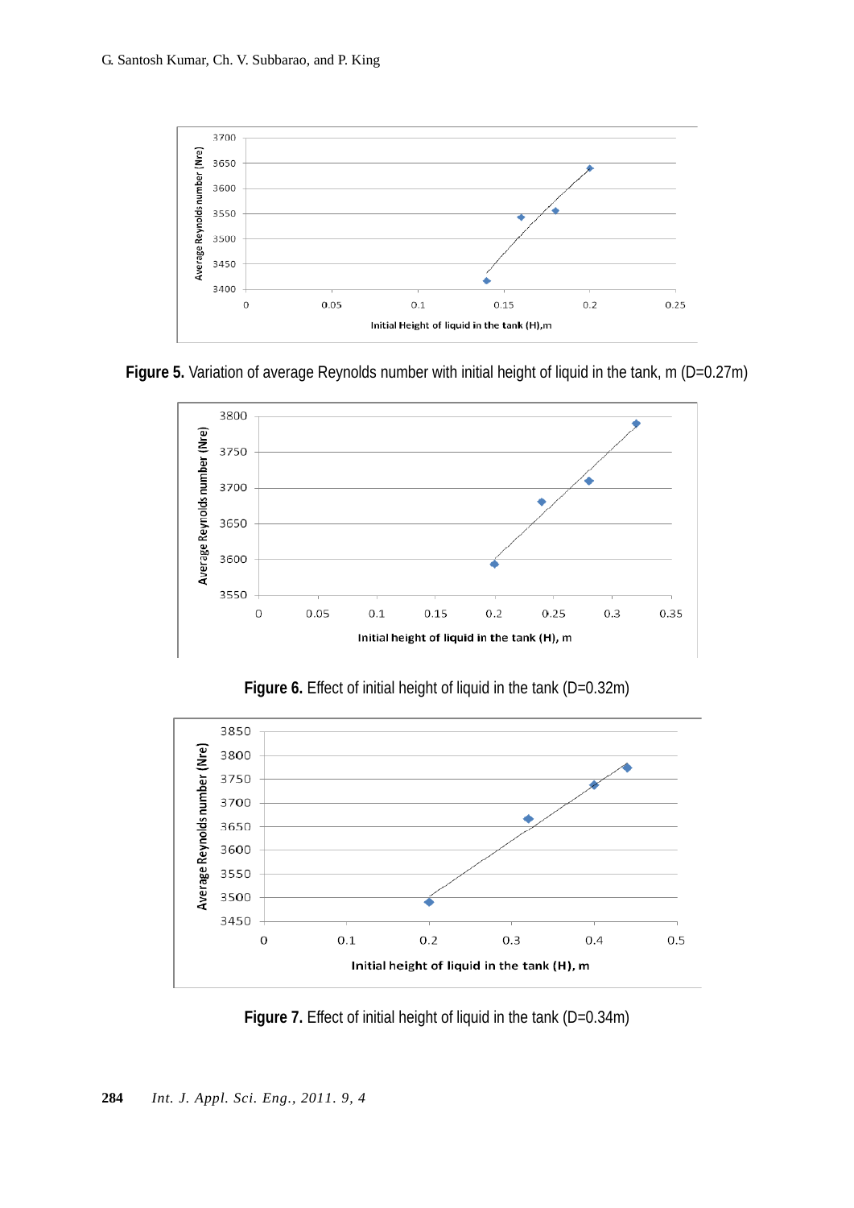**Figure 5.** Variation of average Reynolds number with initial height of liquid in the tank, m (D=0.27m)

**Figure 6.** Effect of initial height of liquid in the tank (D=0.32m)

**Figure 7.** Effect of initial height of liquid in the tank (D=0.34m)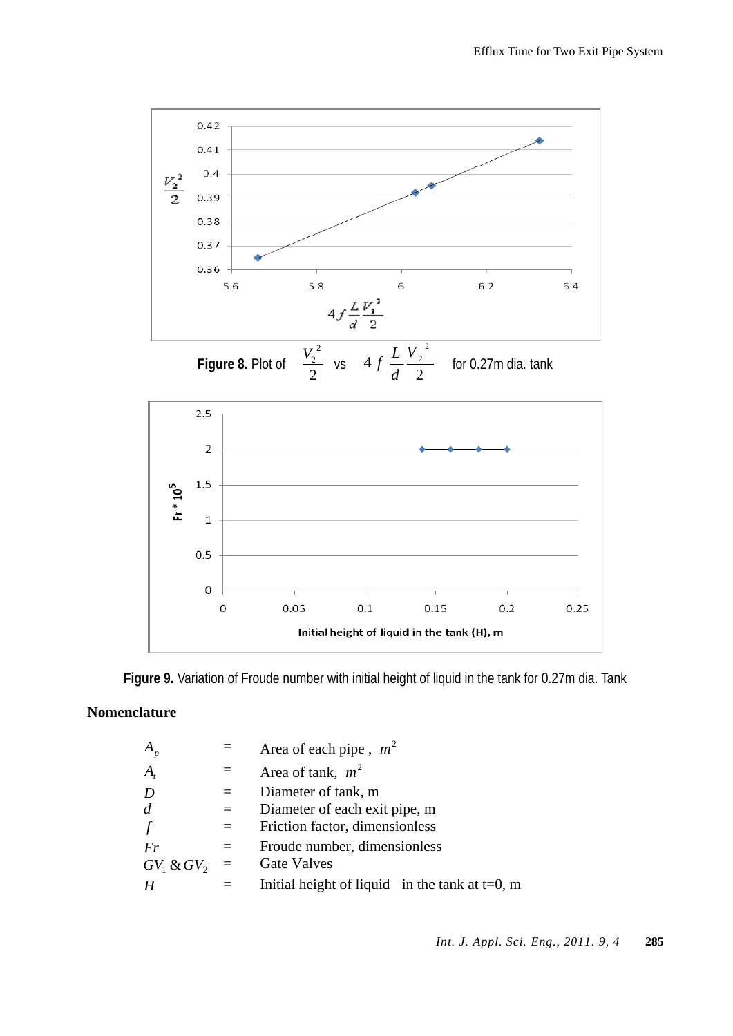**Figure 8.** Plot of $\frac{V_2^2}{2}$ vs $4f\frac{L}{d}\frac{V_2^2}{2}$ for 0.27m dia. tank

**Figure 9.** Variation of Froude number with initial height of liquid in the tank for 0.27m dia. Tank

## Nomenclature

| | | |
|---|---|---|
| $A_p$ | = | Area of each pipe , $m^2$ |
| $A_t$ | = | Area of tank, $m^2$ |
| $D$ | = | Diameter of tank, m |
| $d$ | = | Diameter of each exit pipe, m |
| $f$ | = | Friction factor, dimensionless |
| $Fr$ | = | Froude number, dimensionless |
| $GV_1$ & $GV_2$ | = | Gate Valves |
| $H$ | = | Initial height of liquid in the tank at t=0, m |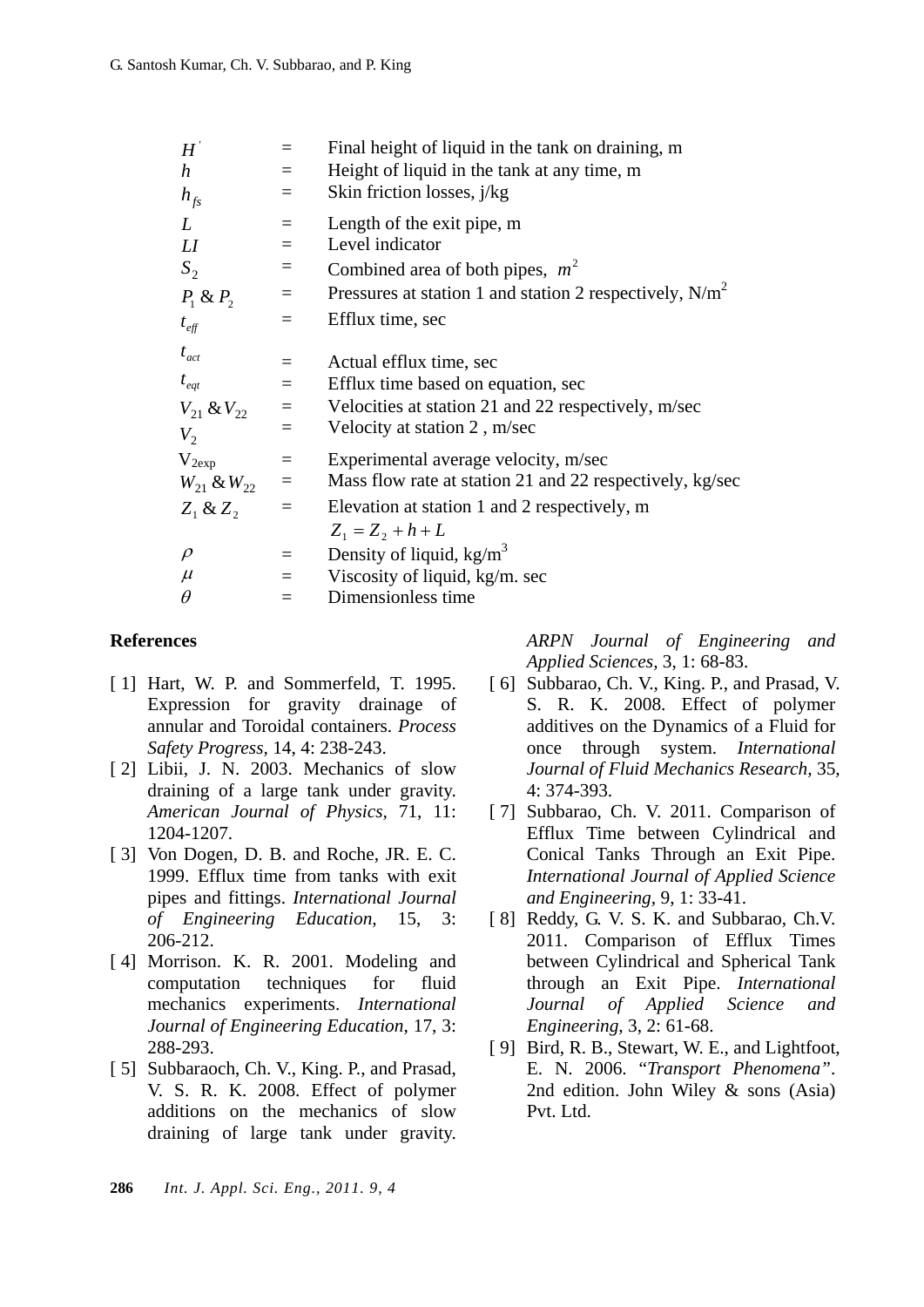| | | |
|---|---|---|
| $H^{'}$ | = | Final height of liquid in the tank on draining, m |
| $h$ | = | Height of liquid in the tank at any time, m |
| $h_{fs}$ | = | Skin friction losses, j/kg |
| $L$ | = | Length of the exit pipe, m |
| $LI$ | = | Level indicator |
| $S_2$ | = | Combined area of both pipes, $m^2$ |
| $P_1$ & $P_2$ | = | Pressures at station 1 and station 2 respectively, $N/m^2$ |
| $t_{eff}$ | = | Efflux time, sec |
| $t_{act}$ | = | Actual efflux time, sec |
| $t_{eqt}$ | = | Efflux time based on equation, sec |
| $V_{21}$ & $V_{22}$ | = | Velocities at station 21 and 22 respectively, m/sec |
| $V_2$ | = | Velocity at station 2 , m/sec |
| $V_{2exp}$ | = | Experimental average velocity, m/sec |
| $W_{21}$ & $W_{22}$ | = | Mass flow rate at station 21 and 22 respectively, kg/sec |
| $Z_1$ & $Z_2$ | = | Elevation at station 1 and 2 respectively, m $Z_1 = Z_2 + h + L$ |
| $\rho$ | = | Density of liquid, $kg/m^3$ |
| $\mu$ | = | Viscosity of liquid, kg/m. sec |
| $\theta$ | = | Dimensionless time |

## References

[ 1] Hart, W. P. and Sommerfeld, T. 1995. Expression for gravity drainage of annular and Toroidal containers. *Process Safety Progress*, 14, 4: 238-243.

[ 2] Libii, J. N. 2003. Mechanics of slow draining of a large tank under gravity. *American Journal of Physics*, 71, 11: 1204-1207.

[ 3] Von Dogen, D. B. and Roche, JR. E. C. 1999. Efflux time from tanks with exit pipes and fittings. *International Journal of Engineering Education*, 15, 3: 206-212.

[ 4] Morrison. K. R. 2001. Modeling and computation techniques for fluid mechanics experiments. *International Journal of Engineering Education*, 17, 3: 288-293.

[ 5] Subbaraoch, Ch. V., King. P., and Prasad, V. S. R. K. 2008. Effect of polymer additions on the mechanics of slow draining of large tank under gravity. *ARPN Journal of Engineering and Applied Sciences*, 3, 1: 68-83.

[ 6] Subbarao, Ch. V., King. P., and Prasad, V. S. R. K. 2008. Effect of polymer additives on the Dynamics of a Fluid for once through system. *International Journal of Fluid Mechanics Research*, 35, 4: 374-393.

[ 7] Subbarao, Ch. V. 2011. Comparison of Efflux Time between Cylindrical and Conical Tanks Through an Exit Pipe. *International Journal of Applied Science and Engineering*, 9, 1: 33-41.

[ 8] Reddy, G. V. S. K. and Subbarao, Ch.V. 2011. Comparison of Efflux Times between Cylindrical and Spherical Tank through an Exit Pipe. *International Journal of Applied Science and Engineering*, 3, 2: 61-68.

[ 9] Bird, R. B., Stewart, W. E., and Lightfoot, E. N. 2006. "*Transport Phenomena*". 2nd edition. John Wiley & sons (Asia) Pvt. Ltd.